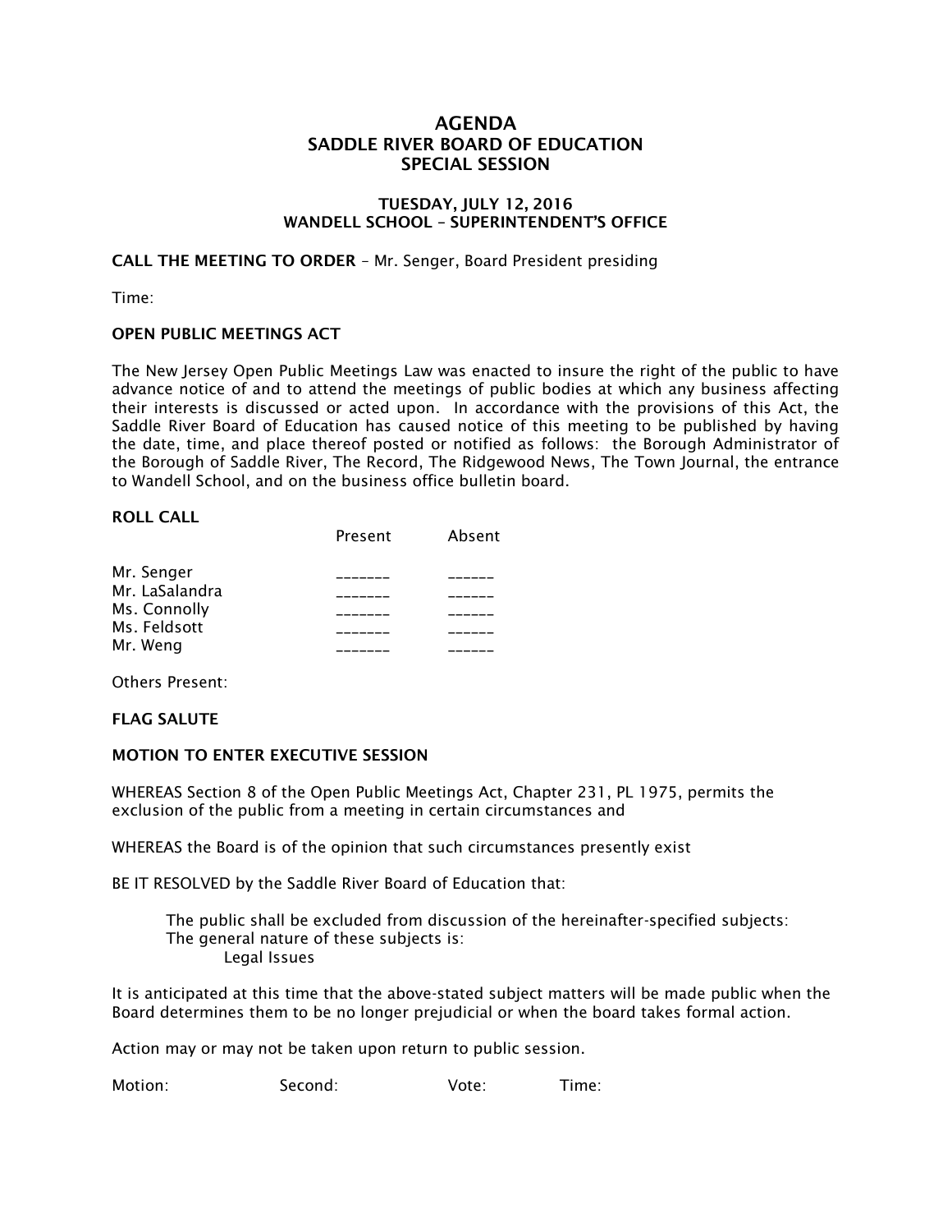# AGENDA
## SADDLE RIVER BOARD OF EDUCATION
## SPECIAL SESSION

### TUESDAY, JULY 12, 2016
### WANDELL SCHOOL – SUPERINTENDENT'S OFFICE

**CALL THE MEETING TO ORDER** – Mr. Senger, Board President presiding

Time:

**OPEN PUBLIC MEETINGS ACT**

The New Jersey Open Public Meetings Law was enacted to insure the right of the public to have advance notice of and to attend the meetings of public bodies at which any business affecting their interests is discussed or acted upon. In accordance with the provisions of this Act, the Saddle River Board of Education has caused notice of this meeting to be published by having the date, time, and place thereof posted or notified as follows: the Borough Administrator of the Borough of Saddle River, The Record, The Ridgewood News, The Town Journal, the entrance to Wandell School, and on the business office bulletin board.

**ROLL CALL**

| | Present | Absent |
|---|---|---|
| Mr. Senger | _______ | ______ |
| Mr. LaSalandra | _______ | ______ |
| Ms. Connolly | _______ | ______ |
| Ms. Feldsott | _______ | ______ |
| Mr. Weng | _______ | ______ |

Others Present:

**FLAG SALUTE**

**MOTION TO ENTER EXECUTIVE SESSION**

WHEREAS Section 8 of the Open Public Meetings Act, Chapter 231, PL 1975, permits the exclusion of the public from a meeting in certain circumstances and

WHEREAS the Board is of the opinion that such circumstances presently exist

BE IT RESOLVED by the Saddle River Board of Education that:

> The public shall be excluded from discussion of the hereinafter-specified subjects:
> The general nature of these subjects is:
> Legal Issues

It is anticipated at this time that the above-stated subject matters will be made public when the Board determines them to be no longer prejudicial or when the board takes formal action.

Action may or may not be taken upon return to public session.

Motion: Second: Vote: Time: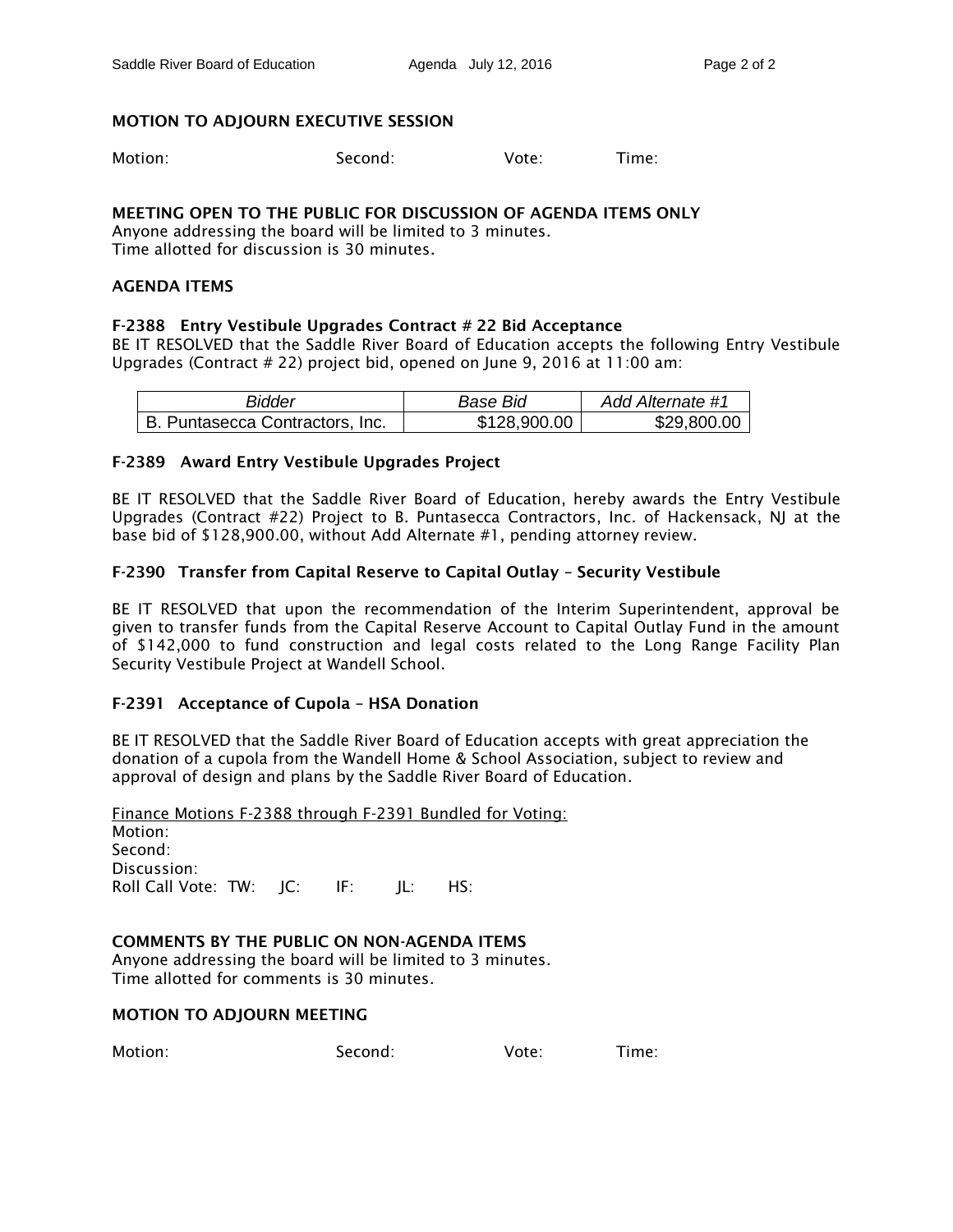**MOTION TO ADJOURN EXECUTIVE SESSION**

Motion: Second: Vote: Time:

**MEETING OPEN TO THE PUBLIC FOR DISCUSSION OF AGENDA ITEMS ONLY**
Anyone addressing the board will be limited to 3 minutes.
Time allotted for discussion is 30 minutes.

**AGENDA ITEMS**

**F-2388 Entry Vestibule Upgrades Contract # 22 Bid Acceptance**
BE IT RESOLVED that the Saddle River Board of Education accepts the following Entry Vestibule Upgrades (Contract # 22) project bid, opened on June 9, 2016 at 11:00 am:

| *Bidder* | *Base Bid* | *Add Alternate #1* |
|---|---|---|
| B. Puntasecca Contractors, Inc. | $128,900.00 | $29,800.00 |

**F-2389 Award Entry Vestibule Upgrades Project**

BE IT RESOLVED that the Saddle River Board of Education, hereby awards the Entry Vestibule Upgrades (Contract #22) Project to B. Puntasecca Contractors, Inc. of Hackensack, NJ at the base bid of $128,900.00, without Add Alternate #1, pending attorney review.

**F-2390 Transfer from Capital Reserve to Capital Outlay – Security Vestibule**

BE IT RESOLVED that upon the recommendation of the Interim Superintendent, approval be given to transfer funds from the Capital Reserve Account to Capital Outlay Fund in the amount of $142,000 to fund construction and legal costs related to the Long Range Facility Plan Security Vestibule Project at Wandell School.

**F-2391 Acceptance of Cupola – HSA Donation**

BE IT RESOLVED that the Saddle River Board of Education accepts with great appreciation the donation of a cupola from the Wandell Home & School Association, subject to review and approval of design and plans by the Saddle River Board of Education.

Finance Motions F-2388 through F-2391 Bundled for Voting:
Motion:
Second:
Discussion:
Roll Call Vote: TW: JC: IF: JL: HS:

**COMMENTS BY THE PUBLIC ON NON-AGENDA ITEMS**
Anyone addressing the board will be limited to 3 minutes.
Time allotted for comments is 30 minutes.

**MOTION TO ADJOURN MEETING**

Motion: Second: Vote: Time: